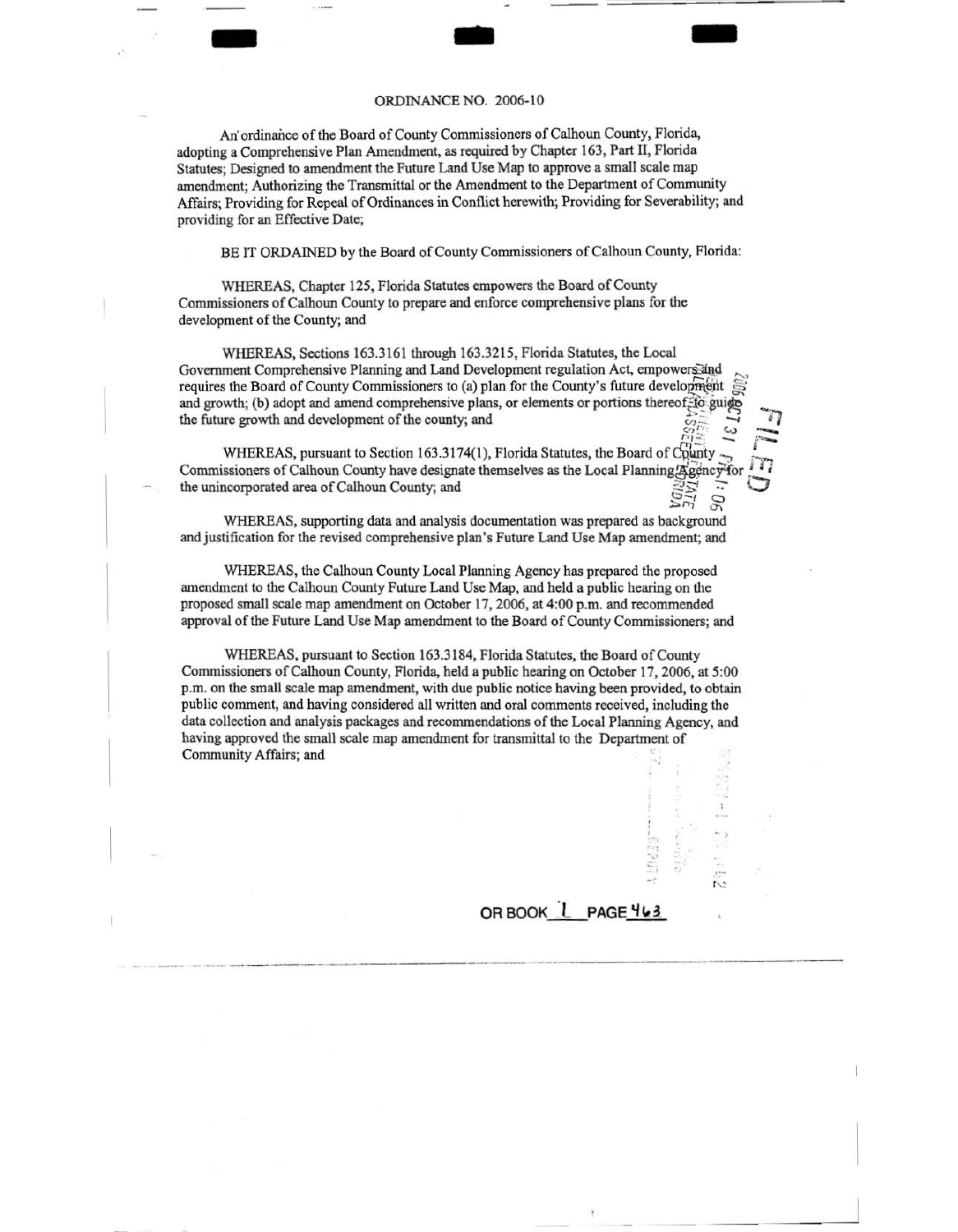ORDINANCE NO. 2006-10

An ordinance of the Board of County Commissioners of Calhoun County, Florida, adopting a Comprehensive Plan Amendment, as required by Chapter 163, Part II, Florida Statutes; Designed to amendment the Future Land Use Map to approve a small scale map amendment; Authorizing the Transmittal or the Amendment to the Department of Community Affairs; Providing for Repeal of Ordinances in Conflict herewith; Providing for Severability; and providing for an Effective Date;

BE IT ORDAINED by the Board of County Commissioners of Calhoun County, Florida:

WHEREAS, Chapter 125, Florida Statutes empowers the Board of County Commissioners of Calhoun County to prepare and enforce comprehensive plans for the development of the County; and

WHEREAS, Sections 163.3161 through 163.3215, Florida Statutes, the Local Government Comprehensive Planning and Land Development regulation Act, empowers and requires the Board of County Commissioners to (a) plan for the County's future development and growth; (b) adopt and amend comprehensive plans, or elements or portions thereof, to guide the future growth and development of the county; and

WHEREAS, pursuant to Section 163.3174(1), Florida Statutes, the Board of County Commissioners of Calhoun County have designate themselves as the Local Planning Agency for the unincorporated area of Calhoun County; and

WHEREAS, supporting data and analysis documentation was prepared as background and justification for the revised comprehensive plan's Future Land Use Map amendment; and

WHEREAS, the Calhoun County Local Planning Agency has prepared the proposed amendment to the Calhoun County Future Land Use Map, and held a public hearing on the proposed small scale map amendment on October 17, 2006, at 4:00 p.m. and recommended approval of the Future Land Use Map amendment to the Board of County Commissioners; and

WHEREAS, pursuant to Section 163.3184, Florida Statutes, the Board of County Commissioners of Calhoun County, Florida, held a public hearing on October 17, 2006, at 5:00 p.m. on the small scale map amendment, with due public notice having been provided, to obtain public comment, and having considered all written and oral comments received, including the data collection and analysis packages and recommendations of the Local Planning Agency, and having approved the small scale map amendment for transmittal to the Department of Community Affairs; and

OR BOOK 1 PAGE 463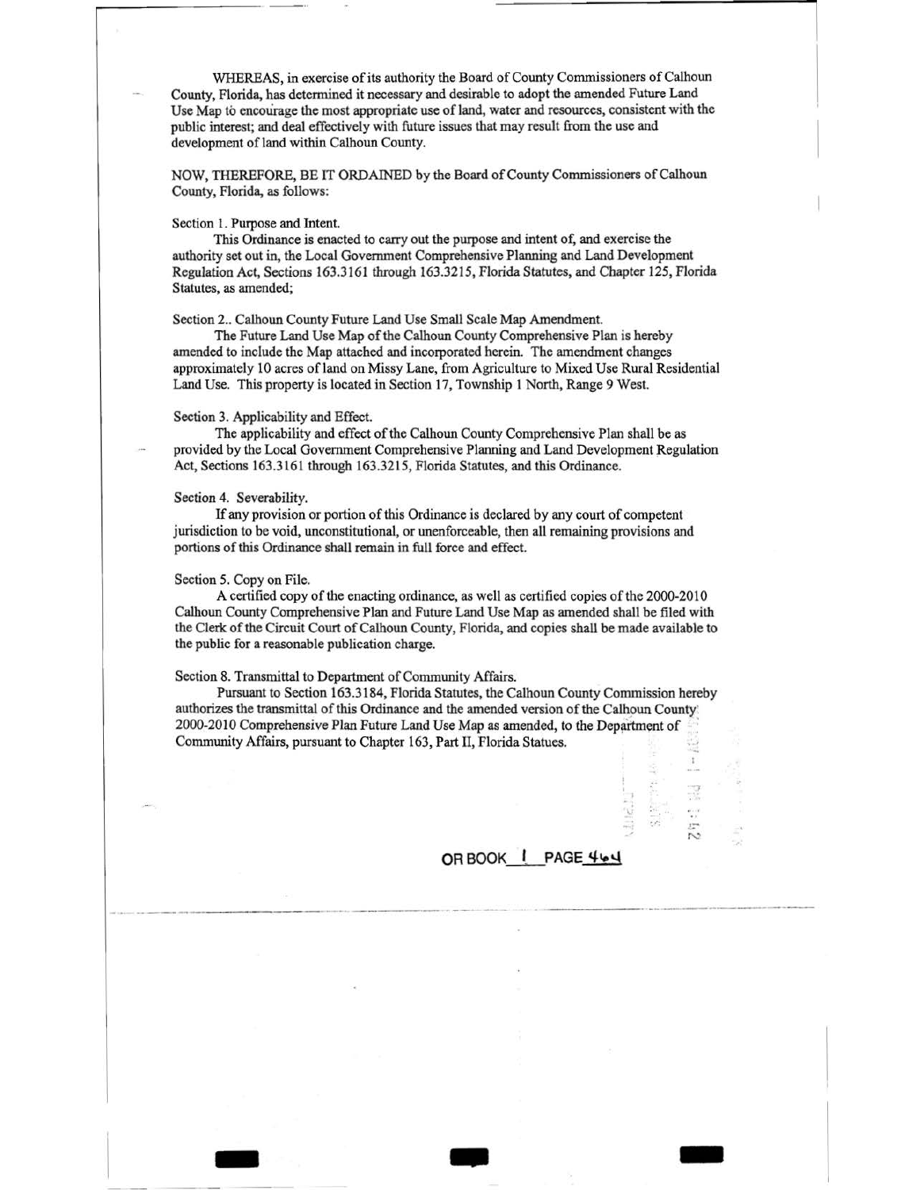WHEREAS, in exercise of its authority the Board of County Commissioners of Calhoun County, Florida, has determined it necessary and desirable to adopt the amended Future Land Use Map to encourage the most appropriate use of land, water and resources, consistent with the public interest; and deal effectively with future issues that may result from the use and development of land within Calhoun County.

NOW, THEREFORE, BE IT ORDAINED by the Board of County Commissioners of Calhoun County, Florida, as follows:

Section 1. Purpose and Intent.

This Ordinance is enacted to carry out the purpose and intent of, and exercise the authority set out in, the Local Government Comprehensive Planning and Land Development Regulation Act, Sections 163.3161 through 163.3215, Florida Statutes, and Chapter 125, Florida Statutes, as amended;

Section 2.. Calhoun County Future Land Use Small Scale Map Amendment.

The Future Land Use Map of the Calhoun County Comprehensive Plan is hereby amended to include the Map attached and incorporated herein. The amendment changes approximately 10 acres of land on Missy Lane, from Agriculture to Mixed Use Rural Residential Land Use. This property is located in Section 17, Township 1 North, Range 9 West.

Section 3. Applicability and Effect.

The applicability and effect of the Calhoun County Comprehensive Plan shall be as provided by the Local Government Comprehensive Planning and Land Development Regulation Act, Sections 163.3161 through 163.3215, Florida Statutes, and this Ordinance.

Section 4. Severability.

If any provision or portion of this Ordinance is declared by any court of competent jurisdiction to be void, unconstitutional, or unenforceable, then all remaining provisions and portions of this Ordinance shall remain in full force and effect.

Section 5. Copy on File.

A certified copy of the enacting ordinance, as well as certified copies of the 2000-2010 Calhoun County Comprehensive Plan and Future Land Use Map as amended shall be filed with the Clerk of the Circuit Court of Calhoun County, Florida, and copies shall be made available to the public for a reasonable publication charge.

Section 8. Transmittal to Department of Community Affairs.

Pursuant to Section 163.3184, Florida Statutes, the Calhoun County Commission hereby authorizes the transmittal of this Ordinance and the amended version of the Calhoun County 2000-2010 Comprehensive Plan Future Land Use Map as amended, to the Department of Community Affairs, pursuant to Chapter 163, Part II, Florida Statues.

OR BOOK 1 PAGE 464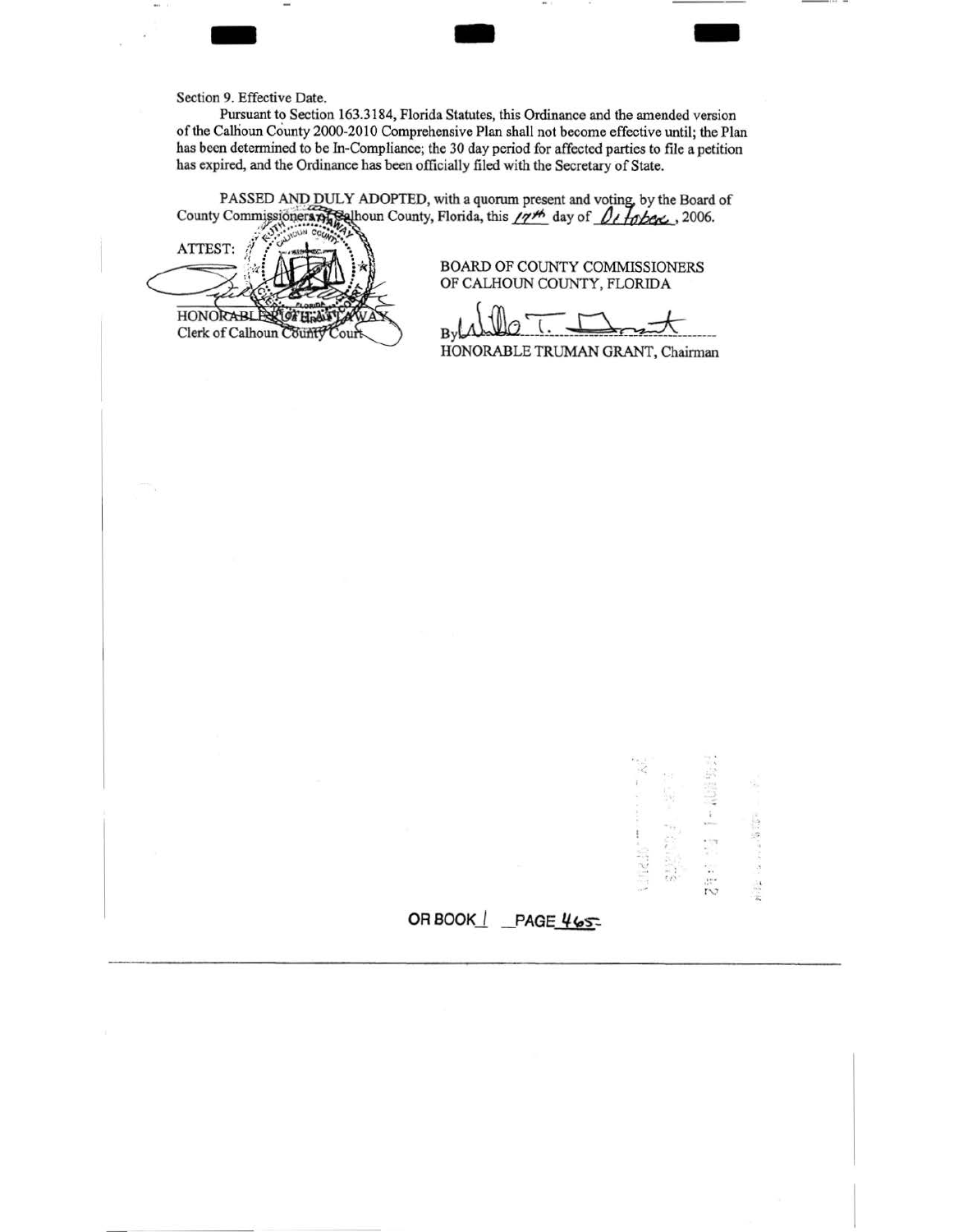Section 9. Effective Date.

Pursuant to Section 163.3184, Florida Statutes, this Ordinance and the amended version of the Calhoun County 2000-2010 Comprehensive Plan shall not become effective until; the Plan has been determined to be In-Compliance; the 30 day period for affected parties to file a petition has expired, and the Ordinance has been officially filed with the Secretary of State.

PASSED AND DULY ADOPTED, with a quorum present and voting, by the Board of County Commissioners of Calhoun County, Florida, this 17th day of October, 2006.

ATTEST:

HONORABLE RUTH ATTAWAY
Clerk of Calhoun County Court

BOARD OF COUNTY COMMISSIONERS
OF CALHOUN COUNTY, FLORIDA

By

HONORABLE TRUMAN GRANT, Chairman

OR BOOK 1 PAGE 465